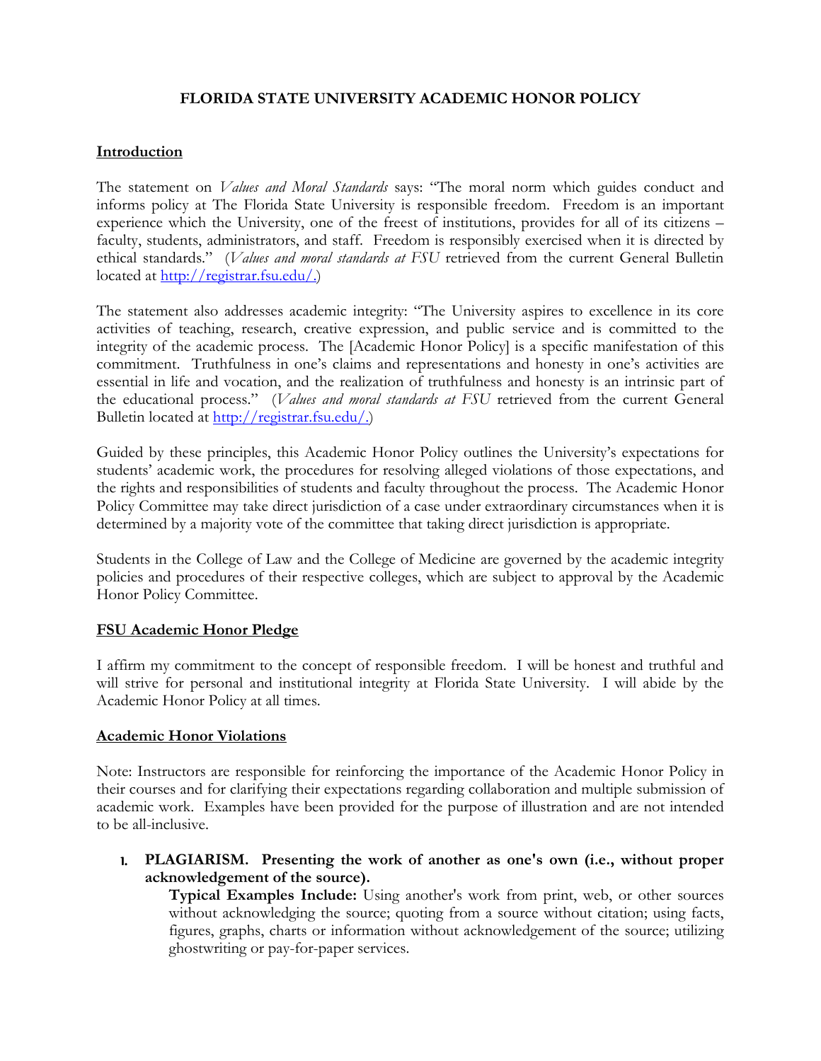# FLORIDA STATE UNIVERSITY ACADEMIC HONOR POLICY

## Introduction

The statement on *Values and Moral Standards* says: "The moral norm which guides conduct and informs policy at The Florida State University is responsible freedom. Freedom is an important experience which the University, one of the freest of institutions, provides for all of its citizens – faculty, students, administrators, and staff. Freedom is responsibly exercised when it is directed by ethical standards." (*Values and moral standards at FSU* retrieved from the current General Bulletin located at http://registrar.fsu.edu/.)

The statement also addresses academic integrity: "The University aspires to excellence in its core activities of teaching, research, creative expression, and public service and is committed to the integrity of the academic process. The [Academic Honor Policy] is a specific manifestation of this commitment. Truthfulness in one's claims and representations and honesty in one's activities are essential in life and vocation, and the realization of truthfulness and honesty is an intrinsic part of the educational process." (*Values and moral standards at FSU* retrieved from the current General Bulletin located at http://registrar.fsu.edu/.)

Guided by these principles, this Academic Honor Policy outlines the University's expectations for students' academic work, the procedures for resolving alleged violations of those expectations, and the rights and responsibilities of students and faculty throughout the process. The Academic Honor Policy Committee may take direct jurisdiction of a case under extraordinary circumstances when it is determined by a majority vote of the committee that taking direct jurisdiction is appropriate.

Students in the College of Law and the College of Medicine are governed by the academic integrity policies and procedures of their respective colleges, which are subject to approval by the Academic Honor Policy Committee.

## FSU Academic Honor Pledge

I affirm my commitment to the concept of responsible freedom. I will be honest and truthful and will strive for personal and institutional integrity at Florida State University. I will abide by the Academic Honor Policy at all times.

## Academic Honor Violations

Note: Instructors are responsible for reinforcing the importance of the Academic Honor Policy in their courses and for clarifying their expectations regarding collaboration and multiple submission of academic work. Examples have been provided for the purpose of illustration and are not intended to be all-inclusive.

1. **PLAGIARISM. Presenting the work of another as one's own (i.e., without proper acknowledgement of the source).**
   **Typical Examples Include:** Using another's work from print, web, or other sources without acknowledging the source; quoting from a source without citation; using facts, figures, graphs, charts or information without acknowledgement of the source; utilizing ghostwriting or pay-for-paper services.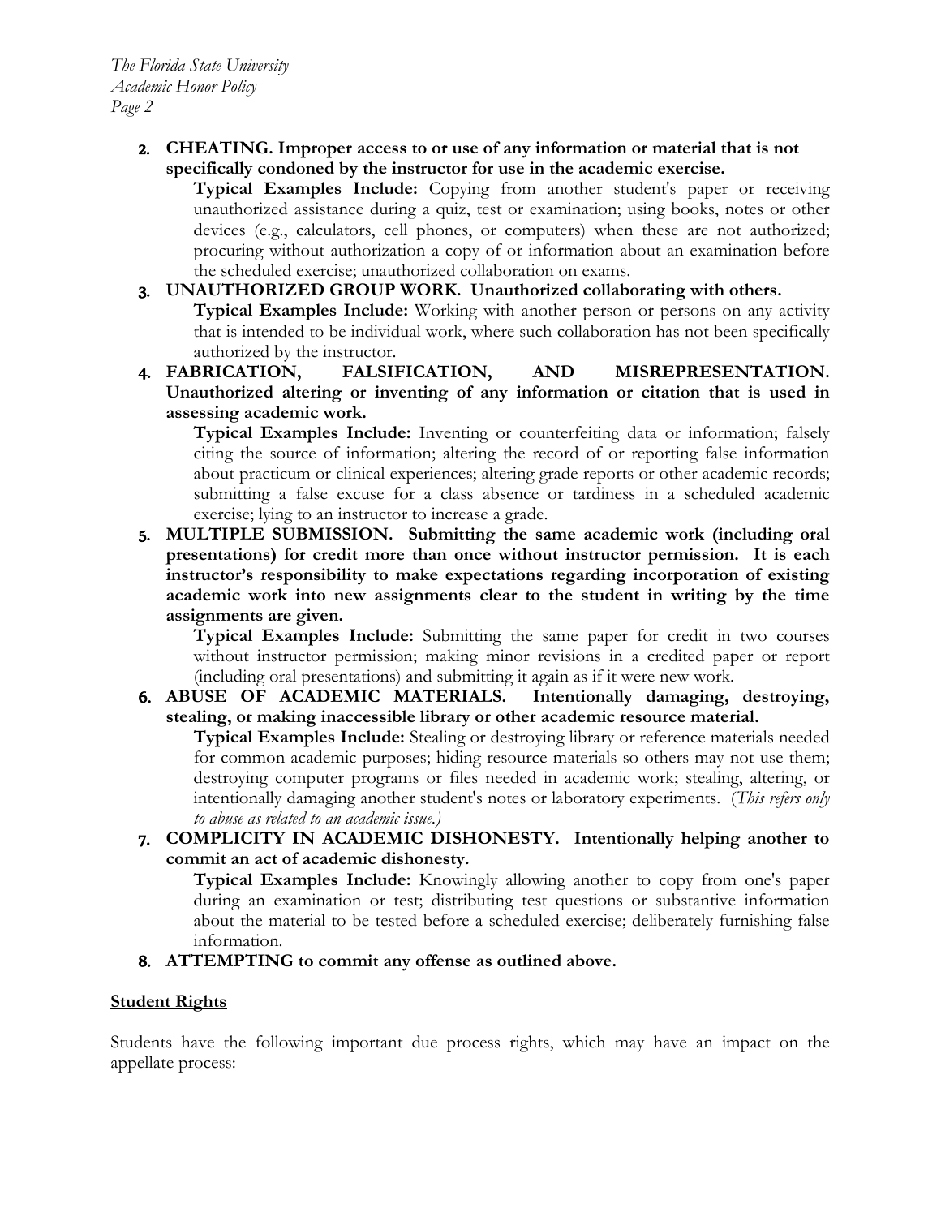2. **CHEATING. Improper access to or use of any information or material that is not specifically condoned by the instructor for use in the academic exercise.**

   **Typical Examples Include:** Copying from another student's paper or receiving unauthorized assistance during a quiz, test or examination; using books, notes or other devices (e.g., calculators, cell phones, or computers) when these are not authorized; procuring without authorization a copy of or information about an examination before the scheduled exercise; unauthorized collaboration on exams.

3. **UNAUTHORIZED GROUP WORK. Unauthorized collaborating with others.**

   **Typical Examples Include:** Working with another person or persons on any activity that is intended to be individual work, where such collaboration has not been specifically authorized by the instructor.

4. **FABRICATION, FALSIFICATION, AND MISREPRESENTATION. Unauthorized altering or inventing of any information or citation that is used in assessing academic work.**

   **Typical Examples Include:** Inventing or counterfeiting data or information; falsely citing the source of information; altering the record of or reporting false information about practicum or clinical experiences; altering grade reports or other academic records; submitting a false excuse for a class absence or tardiness in a scheduled academic exercise; lying to an instructor to increase a grade.

5. **MULTIPLE SUBMISSION. Submitting the same academic work (including oral presentations) for credit more than once without instructor permission. It is each instructor's responsibility to make expectations regarding incorporation of existing academic work into new assignments clear to the student in writing by the time assignments are given.**

   **Typical Examples Include:** Submitting the same paper for credit in two courses without instructor permission; making minor revisions in a credited paper or report (including oral presentations) and submitting it again as if it were new work.

6. **ABUSE OF ACADEMIC MATERIALS. Intentionally damaging, destroying, stealing, or making inaccessible library or other academic resource material.**

   **Typical Examples Include:** Stealing or destroying library or reference materials needed for common academic purposes; hiding resource materials so others may not use them; destroying computer programs or files needed in academic work; stealing, altering, or intentionally damaging another student's notes or laboratory experiments. (*This refers only to abuse as related to an academic issue.)*

7. **COMPLICITY IN ACADEMIC DISHONESTY. Intentionally helping another to commit an act of academic dishonesty.**

   **Typical Examples Include:** Knowingly allowing another to copy from one's paper during an examination or test; distributing test questions or substantive information about the material to be tested before a scheduled exercise; deliberately furnishing false information.

8. **ATTEMPTING to commit any offense as outlined above.**

## Student Rights

Students have the following important due process rights, which may have an impact on the appellate process: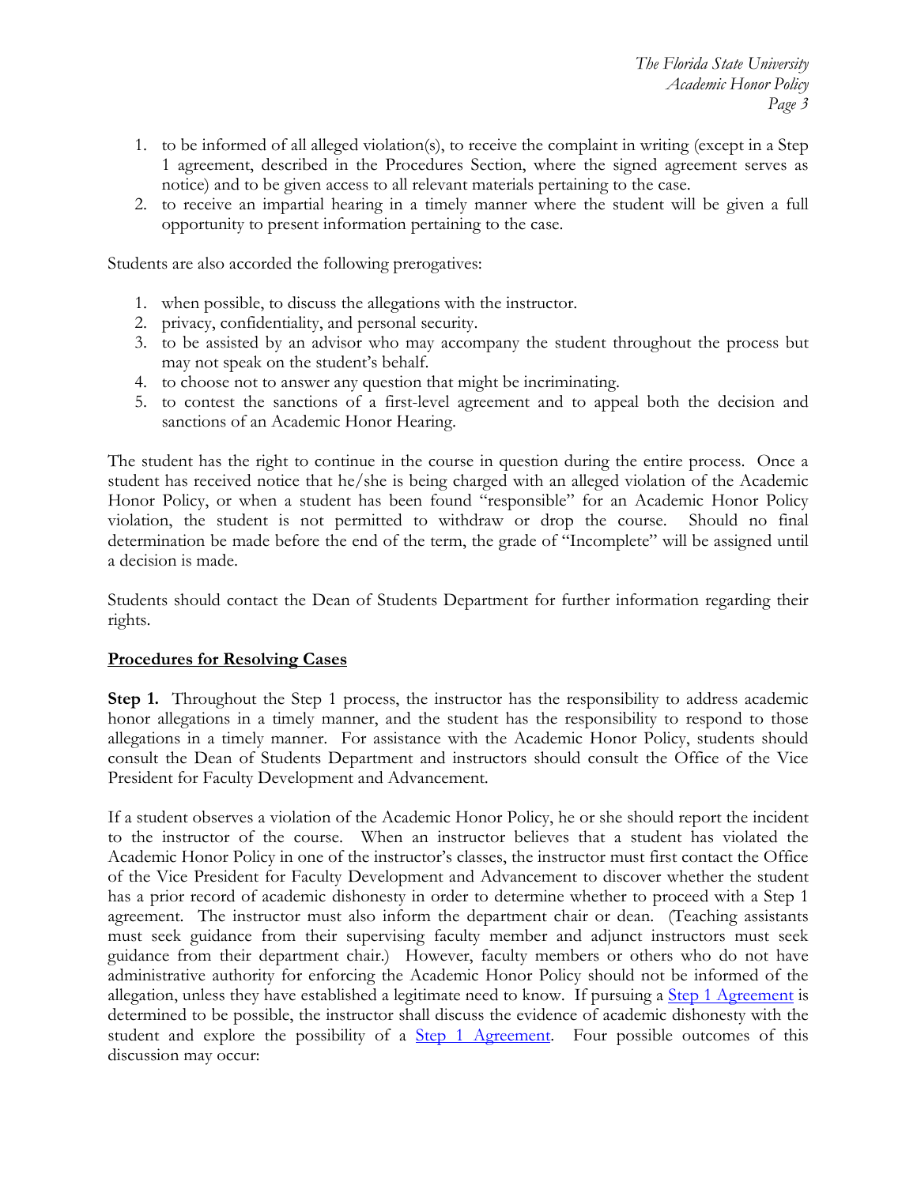1. to be informed of all alleged violation(s), to receive the complaint in writing (except in a Step 1 agreement, described in the Procedures Section, where the signed agreement serves as notice) and to be given access to all relevant materials pertaining to the case.
2. to receive an impartial hearing in a timely manner where the student will be given a full opportunity to present information pertaining to the case.

Students are also accorded the following prerogatives:

1. when possible, to discuss the allegations with the instructor.
2. privacy, confidentiality, and personal security.
3. to be assisted by an advisor who may accompany the student throughout the process but may not speak on the student's behalf.
4. to choose not to answer any question that might be incriminating.
5. to contest the sanctions of a first-level agreement and to appeal both the decision and sanctions of an Academic Honor Hearing.

The student has the right to continue in the course in question during the entire process. Once a student has received notice that he/she is being charged with an alleged violation of the Academic Honor Policy, or when a student has been found "responsible" for an Academic Honor Policy violation, the student is not permitted to withdraw or drop the course. Should no final determination be made before the end of the term, the grade of "Incomplete" will be assigned until a decision is made.

Students should contact the Dean of Students Department for further information regarding their rights.

## Procedures for Resolving Cases

**Step 1.** Throughout the Step 1 process, the instructor has the responsibility to address academic honor allegations in a timely manner, and the student has the responsibility to respond to those allegations in a timely manner. For assistance with the Academic Honor Policy, students should consult the Dean of Students Department and instructors should consult the Office of the Vice President for Faculty Development and Advancement.

If a student observes a violation of the Academic Honor Policy, he or she should report the incident to the instructor of the course. When an instructor believes that a student has violated the Academic Honor Policy in one of the instructor's classes, the instructor must first contact the Office of the Vice President for Faculty Development and Advancement to discover whether the student has a prior record of academic dishonesty in order to determine whether to proceed with a Step 1 agreement. The instructor must also inform the department chair or dean. (Teaching assistants must seek guidance from their supervising faculty member and adjunct instructors must seek guidance from their department chair.) However, faculty members or others who do not have administrative authority for enforcing the Academic Honor Policy should not be informed of the allegation, unless they have established a legitimate need to know. If pursuing a Step 1 Agreement is determined to be possible, the instructor shall discuss the evidence of academic dishonesty with the student and explore the possibility of a Step 1 Agreement. Four possible outcomes of this discussion may occur: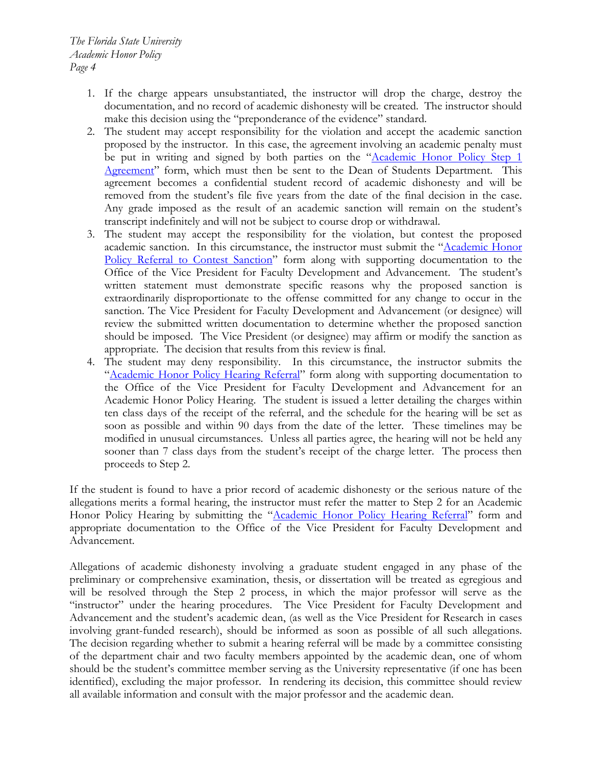1. If the charge appears unsubstantiated, the instructor will drop the charge, destroy the documentation, and no record of academic dishonesty will be created. The instructor should make this decision using the "preponderance of the evidence" standard.
2. The student may accept responsibility for the violation and accept the academic sanction proposed by the instructor. In this case, the agreement involving an academic penalty must be put in writing and signed by both parties on the "Academic Honor Policy Step 1 Agreement" form, which must then be sent to the Dean of Students Department. This agreement becomes a confidential student record of academic dishonesty and will be removed from the student's file five years from the date of the final decision in the case. Any grade imposed as the result of an academic sanction will remain on the student's transcript indefinitely and will not be subject to course drop or withdrawal.
3. The student may accept the responsibility for the violation, but contest the proposed academic sanction. In this circumstance, the instructor must submit the "Academic Honor Policy Referral to Contest Sanction" form along with supporting documentation to the Office of the Vice President for Faculty Development and Advancement. The student's written statement must demonstrate specific reasons why the proposed sanction is extraordinarily disproportionate to the offense committed for any change to occur in the sanction. The Vice President for Faculty Development and Advancement (or designee) will review the submitted written documentation to determine whether the proposed sanction should be imposed. The Vice President (or designee) may affirm or modify the sanction as appropriate. The decision that results from this review is final.
4. The student may deny responsibility. In this circumstance, the instructor submits the "Academic Honor Policy Hearing Referral" form along with supporting documentation to the Office of the Vice President for Faculty Development and Advancement for an Academic Honor Policy Hearing. The student is issued a letter detailing the charges within ten class days of the receipt of the referral, and the schedule for the hearing will be set as soon as possible and within 90 days from the date of the letter. These timelines may be modified in unusual circumstances. Unless all parties agree, the hearing will not be held any sooner than 7 class days from the student's receipt of the charge letter. The process then proceeds to Step 2.

If the student is found to have a prior record of academic dishonesty or the serious nature of the allegations merits a formal hearing, the instructor must refer the matter to Step 2 for an Academic Honor Policy Hearing by submitting the "Academic Honor Policy Hearing Referral" form and appropriate documentation to the Office of the Vice President for Faculty Development and Advancement.

Allegations of academic dishonesty involving a graduate student engaged in any phase of the preliminary or comprehensive examination, thesis, or dissertation will be treated as egregious and will be resolved through the Step 2 process, in which the major professor will serve as the "instructor" under the hearing procedures. The Vice President for Faculty Development and Advancement and the student's academic dean, (as well as the Vice President for Research in cases involving grant-funded research), should be informed as soon as possible of all such allegations. The decision regarding whether to submit a hearing referral will be made by a committee consisting of the department chair and two faculty members appointed by the academic dean, one of whom should be the student's committee member serving as the University representative (if one has been identified), excluding the major professor. In rendering its decision, this committee should review all available information and consult with the major professor and the academic dean.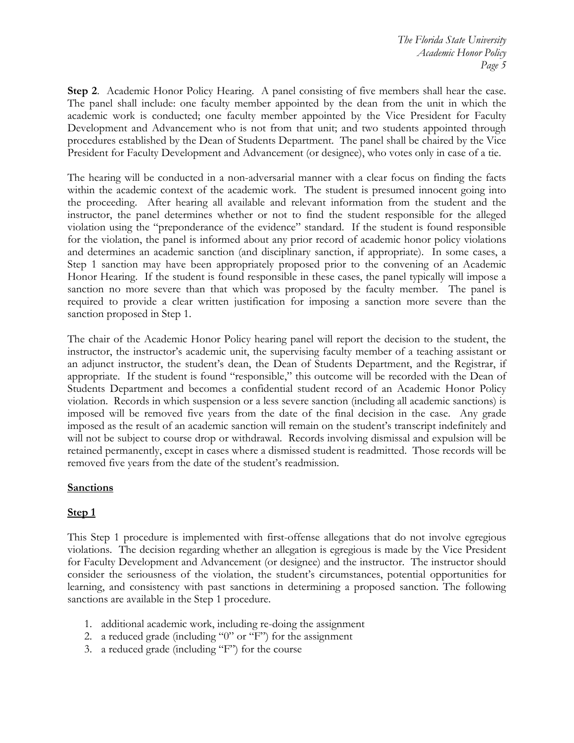**Step 2**. Academic Honor Policy Hearing. A panel consisting of five members shall hear the case. The panel shall include: one faculty member appointed by the dean from the unit in which the academic work is conducted; one faculty member appointed by the Vice President for Faculty Development and Advancement who is not from that unit; and two students appointed through procedures established by the Dean of Students Department. The panel shall be chaired by the Vice President for Faculty Development and Advancement (or designee), who votes only in case of a tie.

The hearing will be conducted in a non-adversarial manner with a clear focus on finding the facts within the academic context of the academic work. The student is presumed innocent going into the proceeding. After hearing all available and relevant information from the student and the instructor, the panel determines whether or not to find the student responsible for the alleged violation using the "preponderance of the evidence" standard. If the student is found responsible for the violation, the panel is informed about any prior record of academic honor policy violations and determines an academic sanction (and disciplinary sanction, if appropriate). In some cases, a Step 1 sanction may have been appropriately proposed prior to the convening of an Academic Honor Hearing. If the student is found responsible in these cases, the panel typically will impose a sanction no more severe than that which was proposed by the faculty member. The panel is required to provide a clear written justification for imposing a sanction more severe than the sanction proposed in Step 1.

The chair of the Academic Honor Policy hearing panel will report the decision to the student, the instructor, the instructor's academic unit, the supervising faculty member of a teaching assistant or an adjunct instructor, the student's dean, the Dean of Students Department, and the Registrar, if appropriate. If the student is found "responsible," this outcome will be recorded with the Dean of Students Department and becomes a confidential student record of an Academic Honor Policy violation. Records in which suspension or a less severe sanction (including all academic sanctions) is imposed will be removed five years from the date of the final decision in the case. Any grade imposed as the result of an academic sanction will remain on the student's transcript indefinitely and will not be subject to course drop or withdrawal. Records involving dismissal and expulsion will be retained permanently, except in cases where a dismissed student is readmitted. Those records will be removed five years from the date of the student's readmission.

## Sanctions

### Step 1

This Step 1 procedure is implemented with first-offense allegations that do not involve egregious violations. The decision regarding whether an allegation is egregious is made by the Vice President for Faculty Development and Advancement (or designee) and the instructor. The instructor should consider the seriousness of the violation, the student's circumstances, potential opportunities for learning, and consistency with past sanctions in determining a proposed sanction. The following sanctions are available in the Step 1 procedure.

1. additional academic work, including re-doing the assignment
2. a reduced grade (including "0" or "F") for the assignment
3. a reduced grade (including "F") for the course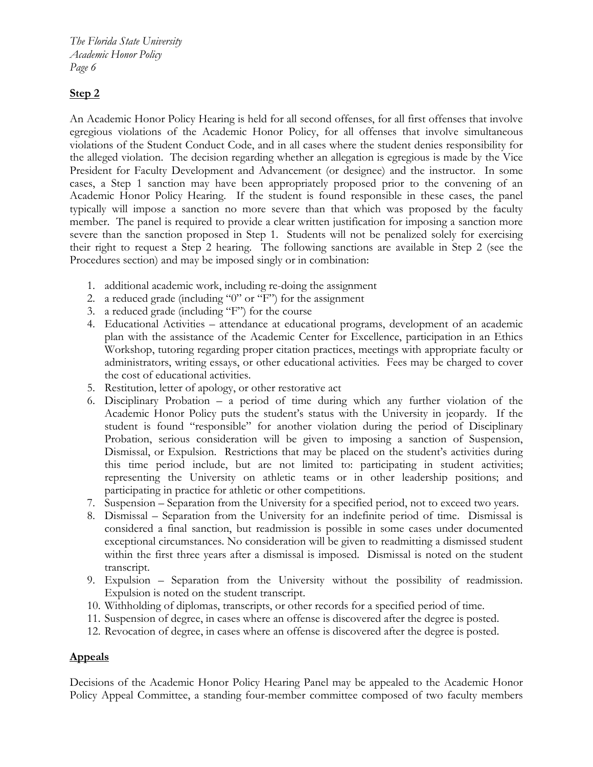## Step 2

An Academic Honor Policy Hearing is held for all second offenses, for all first offenses that involve egregious violations of the Academic Honor Policy, for all offenses that involve simultaneous violations of the Student Conduct Code, and in all cases where the student denies responsibility for the alleged violation. The decision regarding whether an allegation is egregious is made by the Vice President for Faculty Development and Advancement (or designee) and the instructor. In some cases, a Step 1 sanction may have been appropriately proposed prior to the convening of an Academic Honor Policy Hearing. If the student is found responsible in these cases, the panel typically will impose a sanction no more severe than that which was proposed by the faculty member. The panel is required to provide a clear written justification for imposing a sanction more severe than the sanction proposed in Step 1. Students will not be penalized solely for exercising their right to request a Step 2 hearing. The following sanctions are available in Step 2 (see the Procedures section) and may be imposed singly or in combination:

1. additional academic work, including re-doing the assignment
2. a reduced grade (including "0" or "F") for the assignment
3. a reduced grade (including "F") for the course
4. Educational Activities – attendance at educational programs, development of an academic plan with the assistance of the Academic Center for Excellence, participation in an Ethics Workshop, tutoring regarding proper citation practices, meetings with appropriate faculty or administrators, writing essays, or other educational activities. Fees may be charged to cover the cost of educational activities.
5. Restitution, letter of apology, or other restorative act
6. Disciplinary Probation – a period of time during which any further violation of the Academic Honor Policy puts the student's status with the University in jeopardy. If the student is found "responsible" for another violation during the period of Disciplinary Probation, serious consideration will be given to imposing a sanction of Suspension, Dismissal, or Expulsion. Restrictions that may be placed on the student's activities during this time period include, but are not limited to: participating in student activities; representing the University on athletic teams or in other leadership positions; and participating in practice for athletic or other competitions.
7. Suspension – Separation from the University for a specified period, not to exceed two years.
8. Dismissal – Separation from the University for an indefinite period of time. Dismissal is considered a final sanction, but readmission is possible in some cases under documented exceptional circumstances. No consideration will be given to readmitting a dismissed student within the first three years after a dismissal is imposed. Dismissal is noted on the student transcript.
9. Expulsion – Separation from the University without the possibility of readmission. Expulsion is noted on the student transcript.
10. Withholding of diplomas, transcripts, or other records for a specified period of time.
11. Suspension of degree, in cases where an offense is discovered after the degree is posted.
12. Revocation of degree, in cases where an offense is discovered after the degree is posted.

## Appeals

Decisions of the Academic Honor Policy Hearing Panel may be appealed to the Academic Honor Policy Appeal Committee, a standing four-member committee composed of two faculty members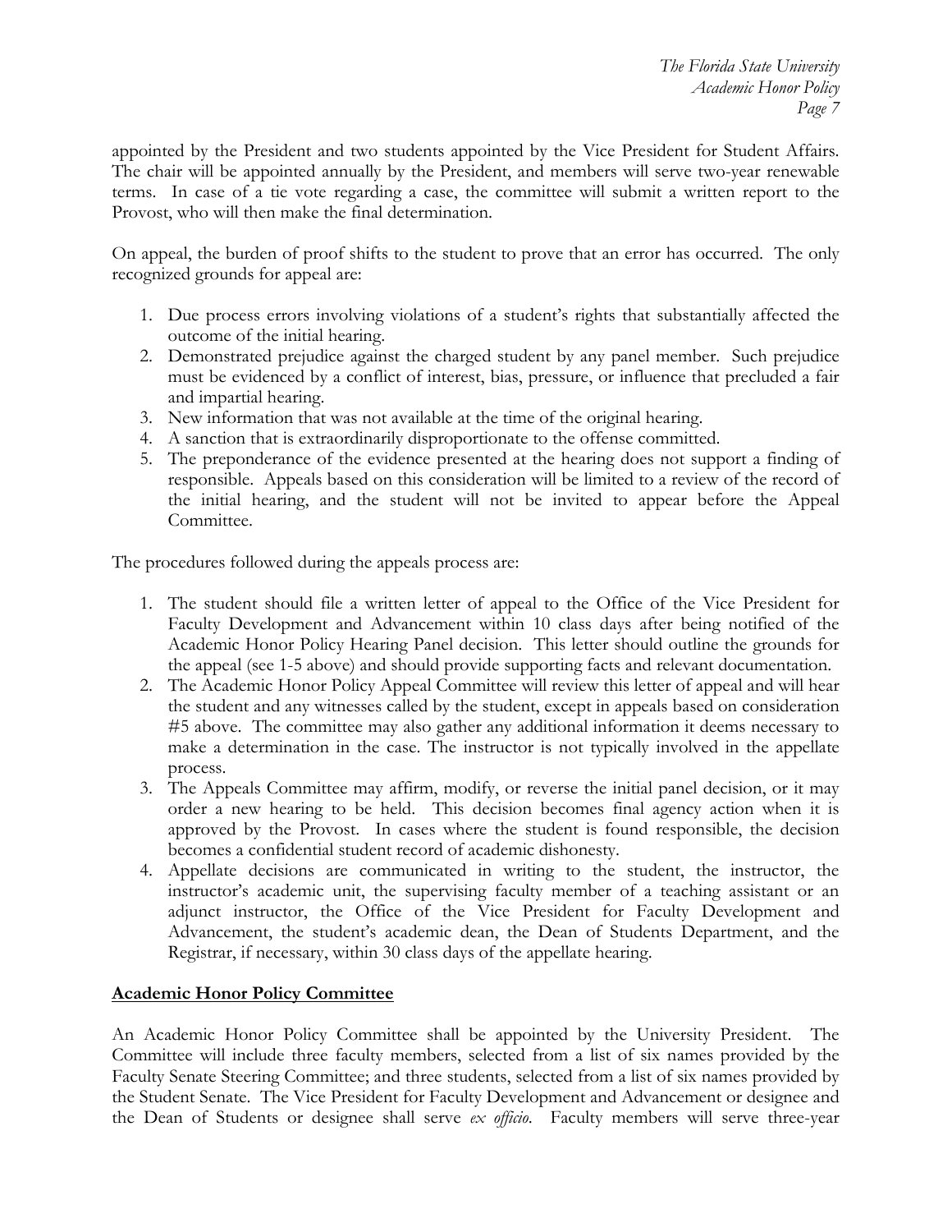appointed by the President and two students appointed by the Vice President for Student Affairs. The chair will be appointed annually by the President, and members will serve two-year renewable terms. In case of a tie vote regarding a case, the committee will submit a written report to the Provost, who will then make the final determination.

On appeal, the burden of proof shifts to the student to prove that an error has occurred. The only recognized grounds for appeal are:

1. Due process errors involving violations of a student's rights that substantially affected the outcome of the initial hearing.
2. Demonstrated prejudice against the charged student by any panel member. Such prejudice must be evidenced by a conflict of interest, bias, pressure, or influence that precluded a fair and impartial hearing.
3. New information that was not available at the time of the original hearing.
4. A sanction that is extraordinarily disproportionate to the offense committed.
5. The preponderance of the evidence presented at the hearing does not support a finding of responsible. Appeals based on this consideration will be limited to a review of the record of the initial hearing, and the student will not be invited to appear before the Appeal Committee.

The procedures followed during the appeals process are:

1. The student should file a written letter of appeal to the Office of the Vice President for Faculty Development and Advancement within 10 class days after being notified of the Academic Honor Policy Hearing Panel decision. This letter should outline the grounds for the appeal (see 1-5 above) and should provide supporting facts and relevant documentation.
2. The Academic Honor Policy Appeal Committee will review this letter of appeal and will hear the student and any witnesses called by the student, except in appeals based on consideration #5 above. The committee may also gather any additional information it deems necessary to make a determination in the case. The instructor is not typically involved in the appellate process.
3. The Appeals Committee may affirm, modify, or reverse the initial panel decision, or it may order a new hearing to be held. This decision becomes final agency action when it is approved by the Provost. In cases where the student is found responsible, the decision becomes a confidential student record of academic dishonesty.
4. Appellate decisions are communicated in writing to the student, the instructor, the instructor's academic unit, the supervising faculty member of a teaching assistant or an adjunct instructor, the Office of the Vice President for Faculty Development and Advancement, the student's academic dean, the Dean of Students Department, and the Registrar, if necessary, within 30 class days of the appellate hearing.

## Academic Honor Policy Committee

An Academic Honor Policy Committee shall be appointed by the University President. The Committee will include three faculty members, selected from a list of six names provided by the Faculty Senate Steering Committee; and three students, selected from a list of six names provided by the Student Senate. The Vice President for Faculty Development and Advancement or designee and the Dean of Students or designee shall serve *ex officio*. Faculty members will serve three-year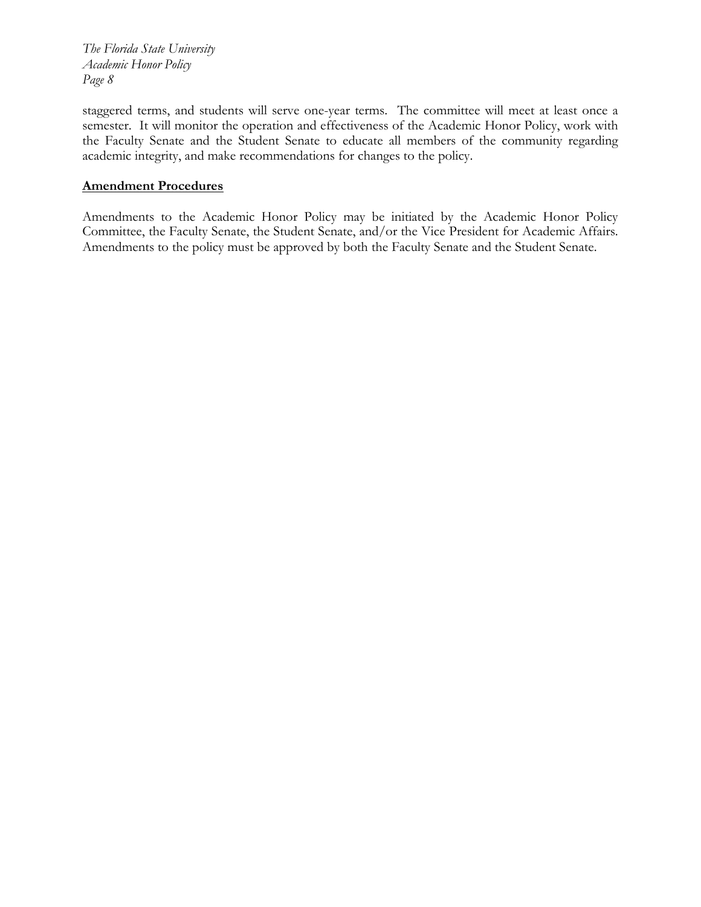staggered terms, and students will serve one-year terms. The committee will meet at least once a semester. It will monitor the operation and effectiveness of the Academic Honor Policy, work with the Faculty Senate and the Student Senate to educate all members of the community regarding academic integrity, and make recommendations for changes to the policy.

## Amendment Procedures

Amendments to the Academic Honor Policy may be initiated by the Academic Honor Policy Committee, the Faculty Senate, the Student Senate, and/or the Vice President for Academic Affairs. Amendments to the policy must be approved by both the Faculty Senate and the Student Senate.